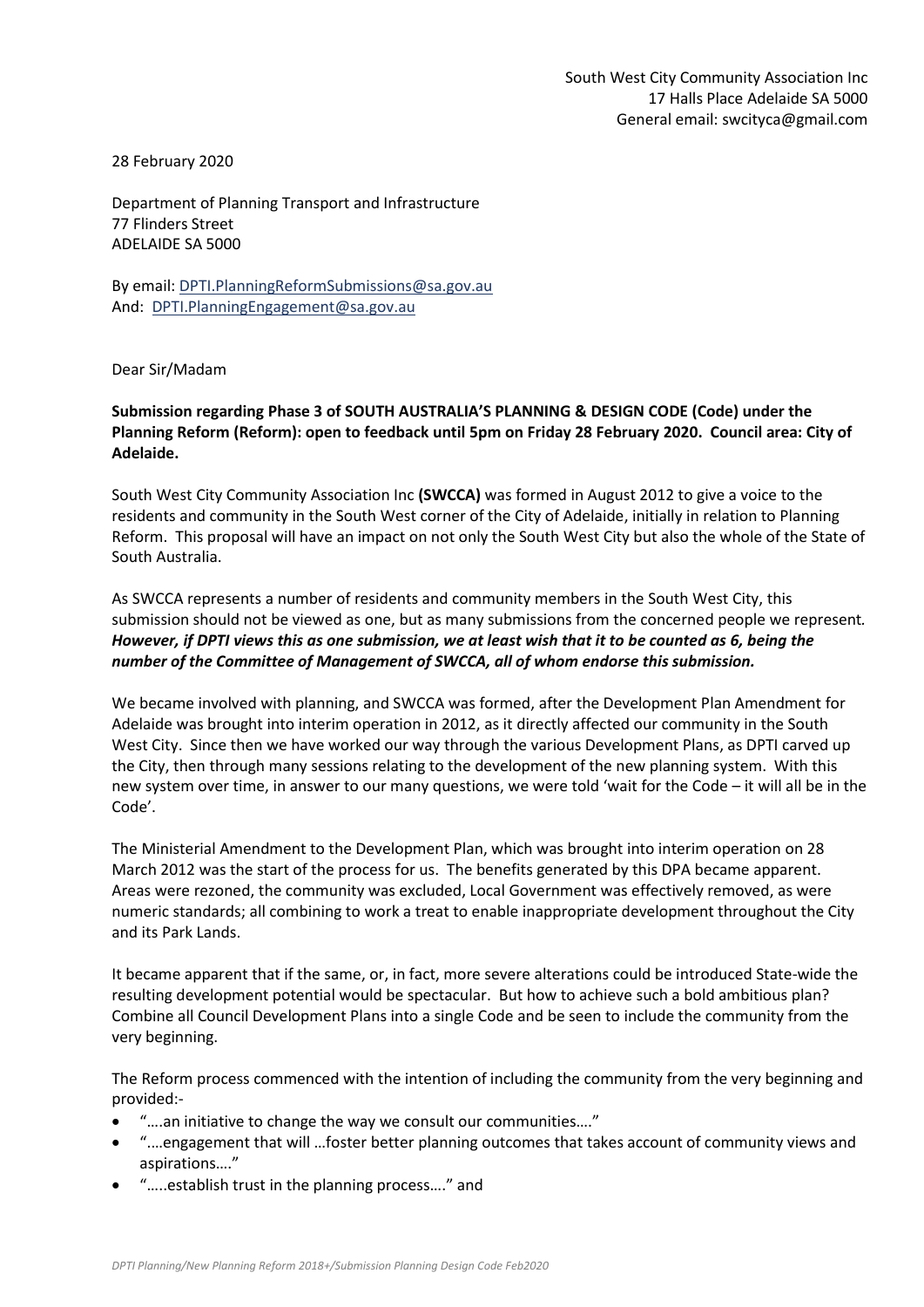South West City Community Association Inc
17 Halls Place Adelaide SA 5000
General email: swcityca@gmail.com

28 February 2020

Department of Planning Transport and Infrastructure
77 Flinders Street
ADELAIDE SA 5000

By email: DPTI.PlanningReformSubmissions@sa.gov.au
And: DPTI.PlanningEngagement@sa.gov.au

Dear Sir/Madam

**Submission regarding Phase 3 of SOUTH AUSTRALIA'S PLANNING & DESIGN CODE (Code) under the Planning Reform (Reform): open to feedback until 5pm on Friday 28 February 2020. Council area: City of Adelaide.**

South West City Community Association Inc **(SWCCA)** was formed in August 2012 to give a voice to the residents and community in the South West corner of the City of Adelaide, initially in relation to Planning Reform. This proposal will have an impact on not only the South West City but also the whole of the State of South Australia.

As SWCCA represents a number of residents and community members in the South West City, this submission should not be viewed as one, but as many submissions from the concerned people we represent. ***However, if DPTI views this as one submission, we at least wish that it to be counted as 6, being the number of the Committee of Management of SWCCA, all of whom endorse this submission.***

We became involved with planning, and SWCCA was formed, after the Development Plan Amendment for Adelaide was brought into interim operation in 2012, as it directly affected our community in the South West City. Since then we have worked our way through the various Development Plans, as DPTI carved up the City, then through many sessions relating to the development of the new planning system. With this new system over time, in answer to our many questions, we were told 'wait for the Code – it will all be in the Code'.

The Ministerial Amendment to the Development Plan, which was brought into interim operation on 28 March 2012 was the start of the process for us. The benefits generated by this DPA became apparent. Areas were rezoned, the community was excluded, Local Government was effectively removed, as were numeric standards; all combining to work a treat to enable inappropriate development throughout the City and its Park Lands.

It became apparent that if the same, or, in fact, more severe alterations could be introduced State-wide the resulting development potential would be spectacular. But how to achieve such a bold ambitious plan? Combine all Council Development Plans into a single Code and be seen to include the community from the very beginning.

The Reform process commenced with the intention of including the community from the very beginning and provided:-

- "….an initiative to change the way we consult our communities…."
- "….engagement that will …foster better planning outcomes that takes account of community views and aspirations…."
- "…..establish trust in the planning process…." and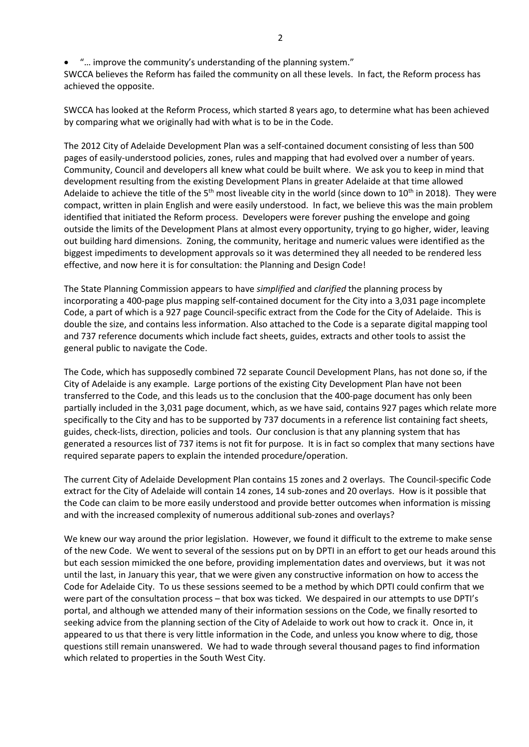- "… improve the community's understanding of the planning system."

SWCCA believes the Reform has failed the community on all these levels. In fact, the Reform process has achieved the opposite.

SWCCA has looked at the Reform Process, which started 8 years ago, to determine what has been achieved by comparing what we originally had with what is to be in the Code.

The 2012 City of Adelaide Development Plan was a self-contained document consisting of less than 500 pages of easily-understood policies, zones, rules and mapping that had evolved over a number of years. Community, Council and developers all knew what could be built where. We ask you to keep in mind that development resulting from the existing Development Plans in greater Adelaide at that time allowed Adelaide to achieve the title of the 5th most liveable city in the world (since down to 10th in 2018). They were compact, written in plain English and were easily understood. In fact, we believe this was the main problem identified that initiated the Reform process. Developers were forever pushing the envelope and going outside the limits of the Development Plans at almost every opportunity, trying to go higher, wider, leaving out building hard dimensions. Zoning, the community, heritage and numeric values were identified as the biggest impediments to development approvals so it was determined they all needed to be rendered less effective, and now here it is for consultation: the Planning and Design Code!

The State Planning Commission appears to have *simplified* and *clarified* the planning process by incorporating a 400-page plus mapping self-contained document for the City into a 3,031 page incomplete Code, a part of which is a 927 page Council-specific extract from the Code for the City of Adelaide. This is double the size, and contains less information. Also attached to the Code is a separate digital mapping tool and 737 reference documents which include fact sheets, guides, extracts and other tools to assist the general public to navigate the Code.

The Code, which has supposedly combined 72 separate Council Development Plans, has not done so, if the City of Adelaide is any example. Large portions of the existing City Development Plan have not been transferred to the Code, and this leads us to the conclusion that the 400-page document has only been partially included in the 3,031 page document, which, as we have said, contains 927 pages which relate more specifically to the City and has to be supported by 737 documents in a reference list containing fact sheets, guides, check-lists, direction, policies and tools. Our conclusion is that any planning system that has generated a resources list of 737 items is not fit for purpose. It is in fact so complex that many sections have required separate papers to explain the intended procedure/operation.

The current City of Adelaide Development Plan contains 15 zones and 2 overlays. The Council-specific Code extract for the City of Adelaide will contain 14 zones, 14 sub-zones and 20 overlays. How is it possible that the Code can claim to be more easily understood and provide better outcomes when information is missing and with the increased complexity of numerous additional sub-zones and overlays?

We knew our way around the prior legislation. However, we found it difficult to the extreme to make sense of the new Code. We went to several of the sessions put on by DPTI in an effort to get our heads around this but each session mimicked the one before, providing implementation dates and overviews, but it was not until the last, in January this year, that we were given any constructive information on how to access the Code for Adelaide City. To us these sessions seemed to be a method by which DPTI could confirm that we were part of the consultation process – that box was ticked. We despaired in our attempts to use DPTI's portal, and although we attended many of their information sessions on the Code, we finally resorted to seeking advice from the planning section of the City of Adelaide to work out how to crack it. Once in, it appeared to us that there is very little information in the Code, and unless you know where to dig, those questions still remain unanswered. We had to wade through several thousand pages to find information which related to properties in the South West City.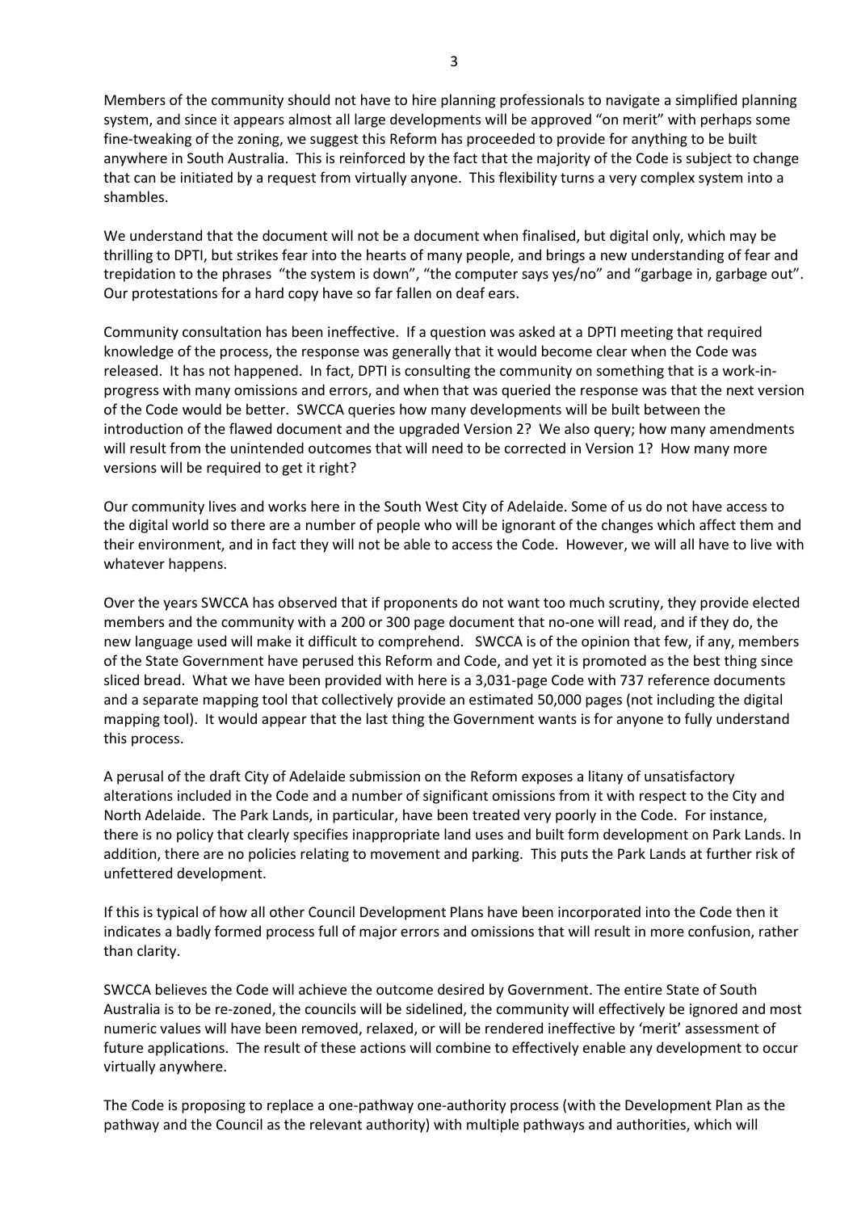Members of the community should not have to hire planning professionals to navigate a simplified planning system, and since it appears almost all large developments will be approved "on merit" with perhaps some fine-tweaking of the zoning, we suggest this Reform has proceeded to provide for anything to be built anywhere in South Australia. This is reinforced by the fact that the majority of the Code is subject to change that can be initiated by a request from virtually anyone. This flexibility turns a very complex system into a shambles.

We understand that the document will not be a document when finalised, but digital only, which may be thrilling to DPTI, but strikes fear into the hearts of many people, and brings a new understanding of fear and trepidation to the phrases "the system is down", "the computer says yes/no" and "garbage in, garbage out". Our protestations for a hard copy have so far fallen on deaf ears.

Community consultation has been ineffective. If a question was asked at a DPTI meeting that required knowledge of the process, the response was generally that it would become clear when the Code was released. It has not happened. In fact, DPTI is consulting the community on something that is a work-in-progress with many omissions and errors, and when that was queried the response was that the next version of the Code would be better. SWCCA queries how many developments will be built between the introduction of the flawed document and the upgraded Version 2? We also query; how many amendments will result from the unintended outcomes that will need to be corrected in Version 1? How many more versions will be required to get it right?

Our community lives and works here in the South West City of Adelaide. Some of us do not have access to the digital world so there are a number of people who will be ignorant of the changes which affect them and their environment, and in fact they will not be able to access the Code. However, we will all have to live with whatever happens.

Over the years SWCCA has observed that if proponents do not want too much scrutiny, they provide elected members and the community with a 200 or 300 page document that no-one will read, and if they do, the new language used will make it difficult to comprehend. SWCCA is of the opinion that few, if any, members of the State Government have perused this Reform and Code, and yet it is promoted as the best thing since sliced bread. What we have been provided with here is a 3,031-page Code with 737 reference documents and a separate mapping tool that collectively provide an estimated 50,000 pages (not including the digital mapping tool). It would appear that the last thing the Government wants is for anyone to fully understand this process.

A perusal of the draft City of Adelaide submission on the Reform exposes a litany of unsatisfactory alterations included in the Code and a number of significant omissions from it with respect to the City and North Adelaide. The Park Lands, in particular, have been treated very poorly in the Code. For instance, there is no policy that clearly specifies inappropriate land uses and built form development on Park Lands. In addition, there are no policies relating to movement and parking. This puts the Park Lands at further risk of unfettered development.

If this is typical of how all other Council Development Plans have been incorporated into the Code then it indicates a badly formed process full of major errors and omissions that will result in more confusion, rather than clarity.

SWCCA believes the Code will achieve the outcome desired by Government. The entire State of South Australia is to be re-zoned, the councils will be sidelined, the community will effectively be ignored and most numeric values will have been removed, relaxed, or will be rendered ineffective by 'merit' assessment of future applications. The result of these actions will combine to effectively enable any development to occur virtually anywhere.

The Code is proposing to replace a one-pathway one-authority process (with the Development Plan as the pathway and the Council as the relevant authority) with multiple pathways and authorities, which will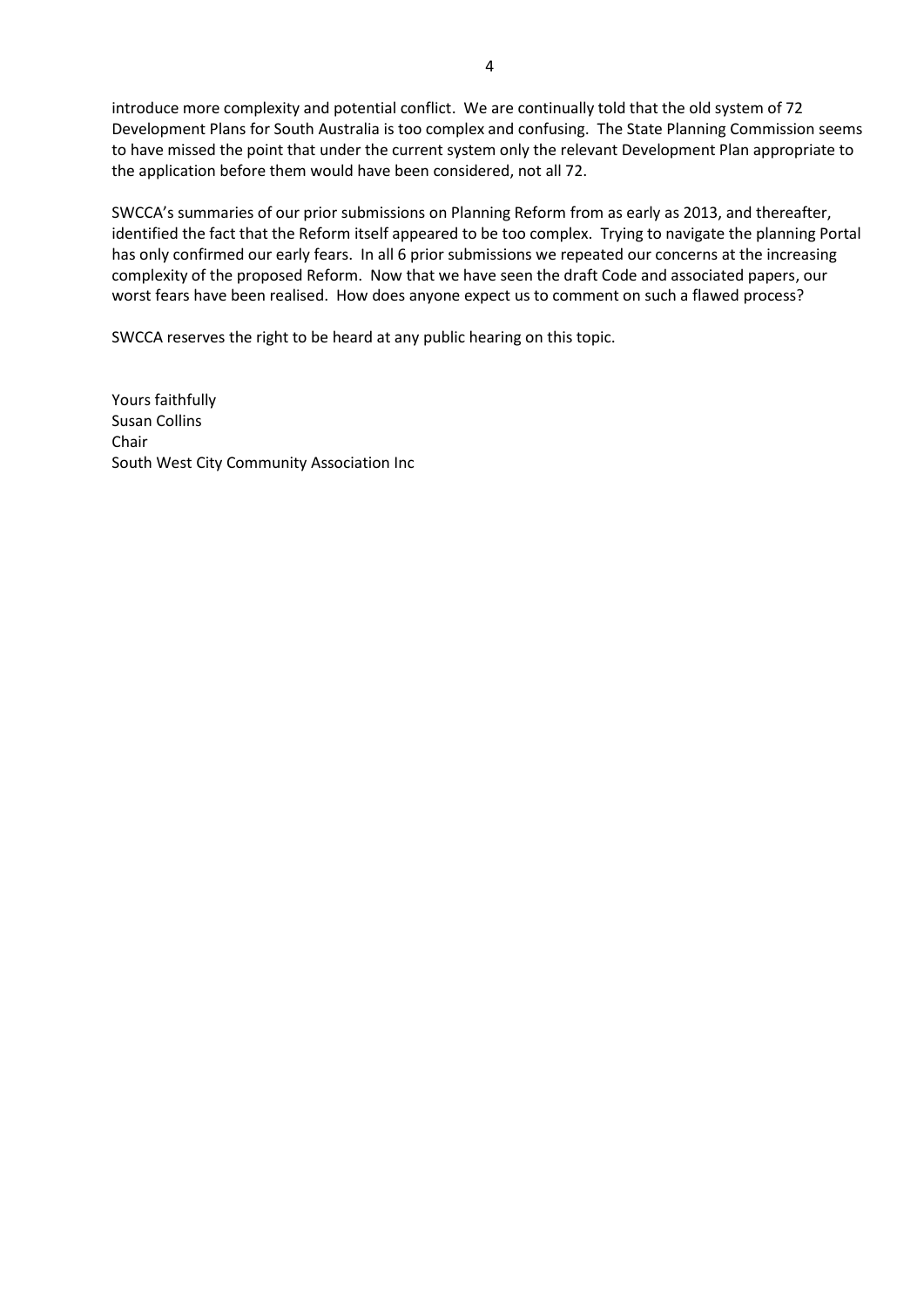introduce more complexity and potential conflict. We are continually told that the old system of 72 Development Plans for South Australia is too complex and confusing. The State Planning Commission seems to have missed the point that under the current system only the relevant Development Plan appropriate to the application before them would have been considered, not all 72.

SWCCA's summaries of our prior submissions on Planning Reform from as early as 2013, and thereafter, identified the fact that the Reform itself appeared to be too complex. Trying to navigate the planning Portal has only confirmed our early fears. In all 6 prior submissions we repeated our concerns at the increasing complexity of the proposed Reform. Now that we have seen the draft Code and associated papers, our worst fears have been realised. How does anyone expect us to comment on such a flawed process?

SWCCA reserves the right to be heard at any public hearing on this topic.

Yours faithfully  
Susan Collins  
Chair  
South West City Community Association Inc